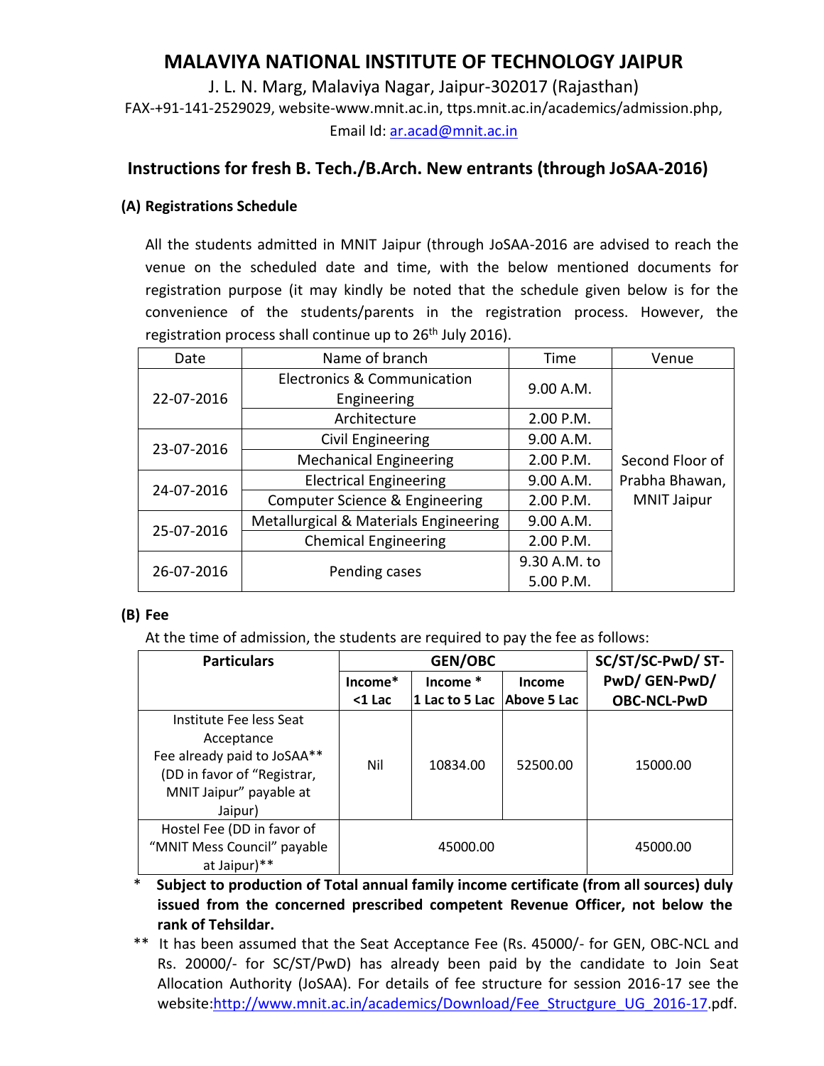# MALAVIYA NATIONAL INSTITUTE OF TECHNOLOGY JAIPUR

J. L. N. Marg, Malaviya Nagar, Jaipur-302017 (Rajasthan)

FAX-+91-141-2529029, website-www.mnit.ac.in, ttps.mnit.ac.in/academics/admission.php,

Email Id: ar.acad@mnit.ac.in

## Instructions for fresh B. Tech./B.Arch. New entrants (through JoSAA-2016)

### (A) Registrations Schedule

All the students admitted in MNIT Jaipur (through JoSAA-2016 are advised to reach the venue on the scheduled date and time, with the below mentioned documents for registration purpose (it may kindly be noted that the schedule given below is for the convenience of the students/parents in the registration process. However, the registration process shall continue up to 26th July 2016).

| Date | Name of branch | Time | Venue |
|---|---|---|---|
| 22-07-2016 | Electronics & Communication Engineering | 9.00 A.M. | Second Floor of Prabha Bhawan, MNIT Jaipur |
| | Architecture | 2.00 P.M. | |
| 23-07-2016 | Civil Engineering | 9.00 A.M. | |
| | Mechanical Engineering | 2.00 P.M. | |
| 24-07-2016 | Electrical Engineering | 9.00 A.M. | |
| | Computer Science & Engineering | 2.00 P.M. | |
| 25-07-2016 | Metallurgical & Materials Engineering | 9.00 A.M. | |
| | Chemical Engineering | 2.00 P.M. | |
| 26-07-2016 | Pending cases | 9.30 A.M. to 5.00 P.M. | |

### (B) Fee

At the time of admission, the students are required to pay the fee as follows:

| Particulars | GEN/OBC | | | SC/ST/SC-PwD/ ST-PwD/ GEN-PwD/ OBC-NCL-PwD |
|---|---|---|---|---|
| | Income* <1 Lac | Income * 1 Lac to 5 Lac | Income Above 5 Lac | |
| Institute Fee less Seat Acceptance Fee already paid to JoSAA** (DD in favor of "Registrar, MNIT Jaipur" payable at Jaipur) | Nil | 10834.00 | 52500.00 | 15000.00 |
| Hostel Fee (DD in favor of "MNIT Mess Council" payable at Jaipur)** | 45000.00 | | | 45000.00 |

\* **Subject to production of Total annual family income certificate (from all sources) duly issued from the concerned prescribed competent Revenue Officer, not below the rank of Tehsildar.**

\*\* It has been assumed that the Seat Acceptance Fee (Rs. 45000/- for GEN, OBC-NCL and Rs. 20000/- for SC/ST/PwD) has already been paid by the candidate to Join Seat Allocation Authority (JoSAA). For details of fee structure for session 2016-17 see the website:http://www.mnit.ac.in/academics/Download/Fee_Structgure_UG_2016-17.pdf.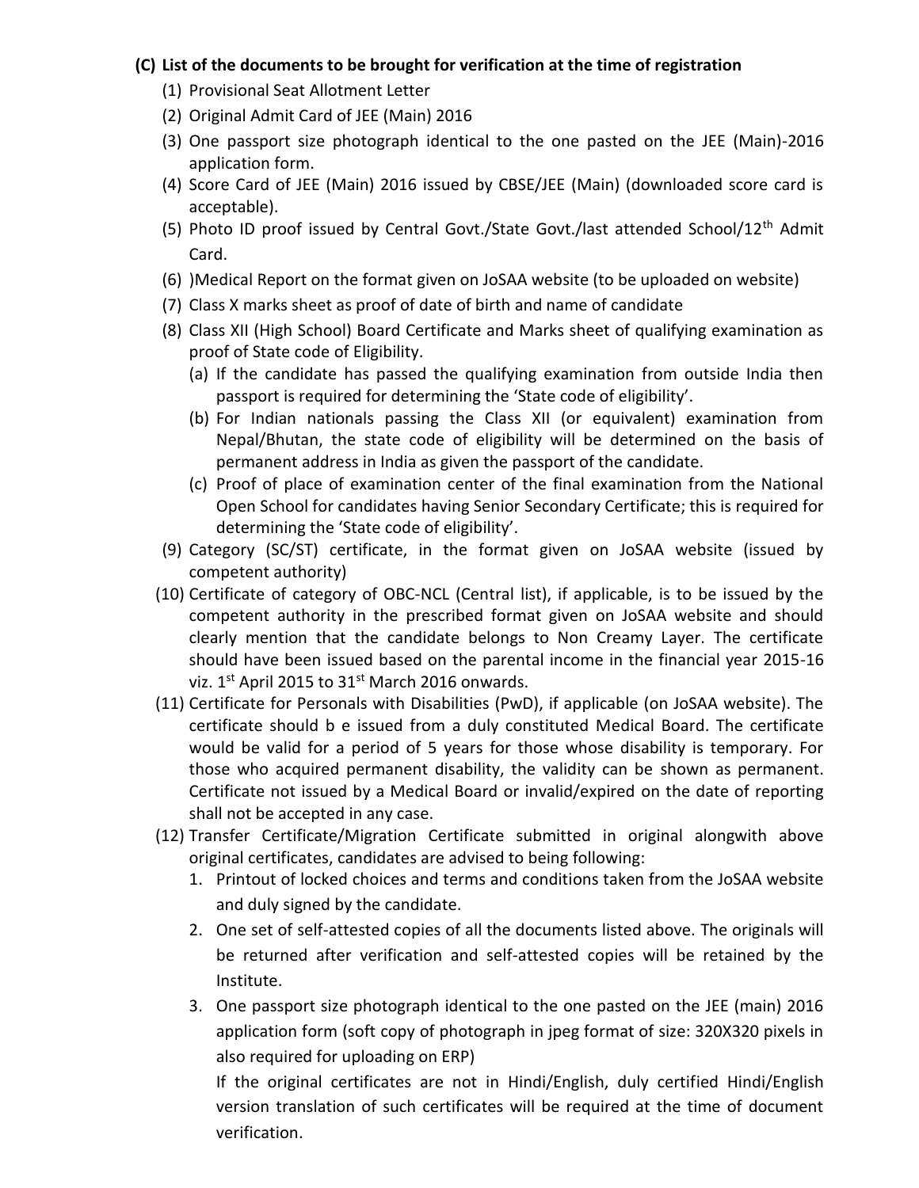**(C) List of the documents to be brought for verification at the time of registration**

(1) Provisional Seat Allotment Letter

(2) Original Admit Card of JEE (Main) 2016

(3) One passport size photograph identical to the one pasted on the JEE (Main)-2016 application form.

(4) Score Card of JEE (Main) 2016 issued by CBSE/JEE (Main) (downloaded score card is acceptable).

(5) Photo ID proof issued by Central Govt./State Govt./last attended School/12th Admit Card.

(6) )Medical Report on the format given on JoSAA website (to be uploaded on website)

(7) Class X marks sheet as proof of date of birth and name of candidate

(8) Class XII (High School) Board Certificate and Marks sheet of qualifying examination as proof of State code of Eligibility.

   (a) If the candidate has passed the qualifying examination from outside India then passport is required for determining the 'State code of eligibility'.

   (b) For Indian nationals passing the Class XII (or equivalent) examination from Nepal/Bhutan, the state code of eligibility will be determined on the basis of permanent address in India as given the passport of the candidate.

   (c) Proof of place of examination center of the final examination from the National Open School for candidates having Senior Secondary Certificate; this is required for determining the 'State code of eligibility'.

(9) Category (SC/ST) certificate, in the format given on JoSAA website (issued by competent authority)

(10) Certificate of category of OBC-NCL (Central list), if applicable, is to be issued by the competent authority in the prescribed format given on JoSAA website and should clearly mention that the candidate belongs to Non Creamy Layer. The certificate should have been issued based on the parental income in the financial year 2015-16 viz. 1st April 2015 to 31st March 2016 onwards.

(11) Certificate for Personals with Disabilities (PwD), if applicable (on JoSAA website). The certificate should b e issued from a duly constituted Medical Board. The certificate would be valid for a period of 5 years for those whose disability is temporary. For those who acquired permanent disability, the validity can be shown as permanent. Certificate not issued by a Medical Board or invalid/expired on the date of reporting shall not be accepted in any case.

(12) Transfer Certificate/Migration Certificate submitted in original alongwith above original certificates, candidates are advised to being following:

   1. Printout of locked choices and terms and conditions taken from the JoSAA website and duly signed by the candidate.
   2. One set of self-attested copies of all the documents listed above. The originals will be returned after verification and self-attested copies will be retained by the Institute.
   3. One passport size photograph identical to the one pasted on the JEE (main) 2016 application form (soft copy of photograph in jpeg format of size: 320X320 pixels in also required for uploading on ERP)

   If the original certificates are not in Hindi/English, duly certified Hindi/English version translation of such certificates will be required at the time of document verification.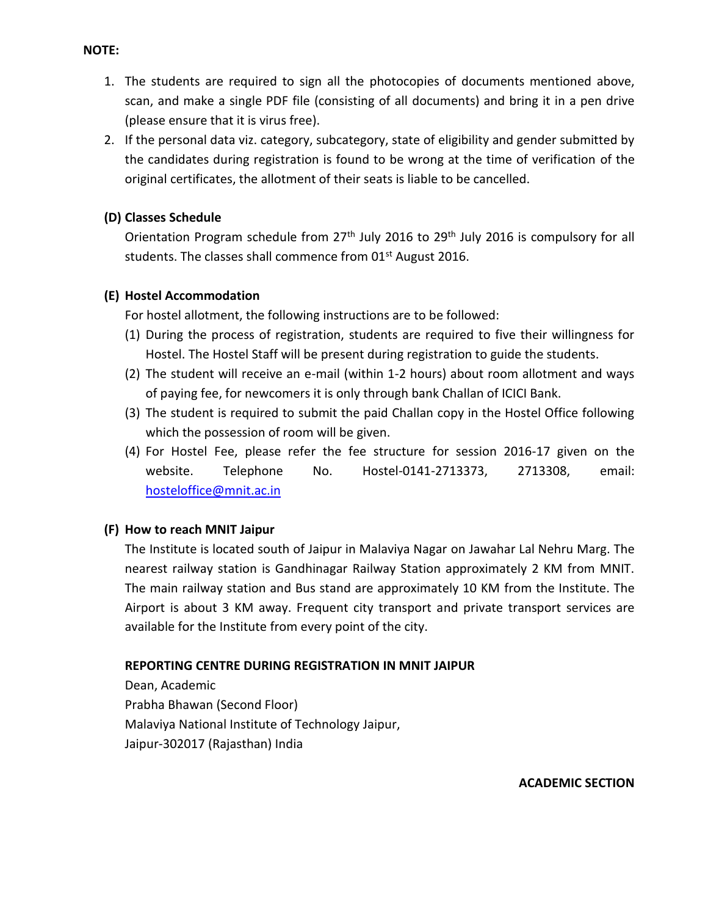**NOTE:**

1. The students are required to sign all the photocopies of documents mentioned above, scan, and make a single PDF file (consisting of all documents) and bring it in a pen drive (please ensure that it is virus free).
2. If the personal data viz. category, subcategory, state of eligibility and gender submitted by the candidates during registration is found to be wrong at the time of verification of the original certificates, the allotment of their seats is liable to be cancelled.

**(D) Classes Schedule**

Orientation Program schedule from 27th July 2016 to 29th July 2016 is compulsory for all students. The classes shall commence from 01st August 2016.

**(E) Hostel Accommodation**

For hostel allotment, the following instructions are to be followed:

(1) During the process of registration, students are required to five their willingness for Hostel. The Hostel Staff will be present during registration to guide the students.

(2) The student will receive an e-mail (within 1-2 hours) about room allotment and ways of paying fee, for newcomers it is only through bank Challan of ICICI Bank.

(3) The student is required to submit the paid Challan copy in the Hostel Office following which the possession of room will be given.

(4) For Hostel Fee, please refer the fee structure for session 2016-17 given on the website. Telephone No. Hostel-0141-2713373, 2713308, email: hosteloffice@mnit.ac.in

**(F) How to reach MNIT Jaipur**

The Institute is located south of Jaipur in Malaviya Nagar on Jawahar Lal Nehru Marg. The nearest railway station is Gandhinagar Railway Station approximately 2 KM from MNIT. The main railway station and Bus stand are approximately 10 KM from the Institute. The Airport is about 3 KM away. Frequent city transport and private transport services are available for the Institute from every point of the city.

**REPORTING CENTRE DURING REGISTRATION IN MNIT JAIPUR**

Dean, Academic
Prabha Bhawan (Second Floor)
Malaviya National Institute of Technology Jaipur,
Jaipur-302017 (Rajasthan) India

**ACADEMIC SECTION**